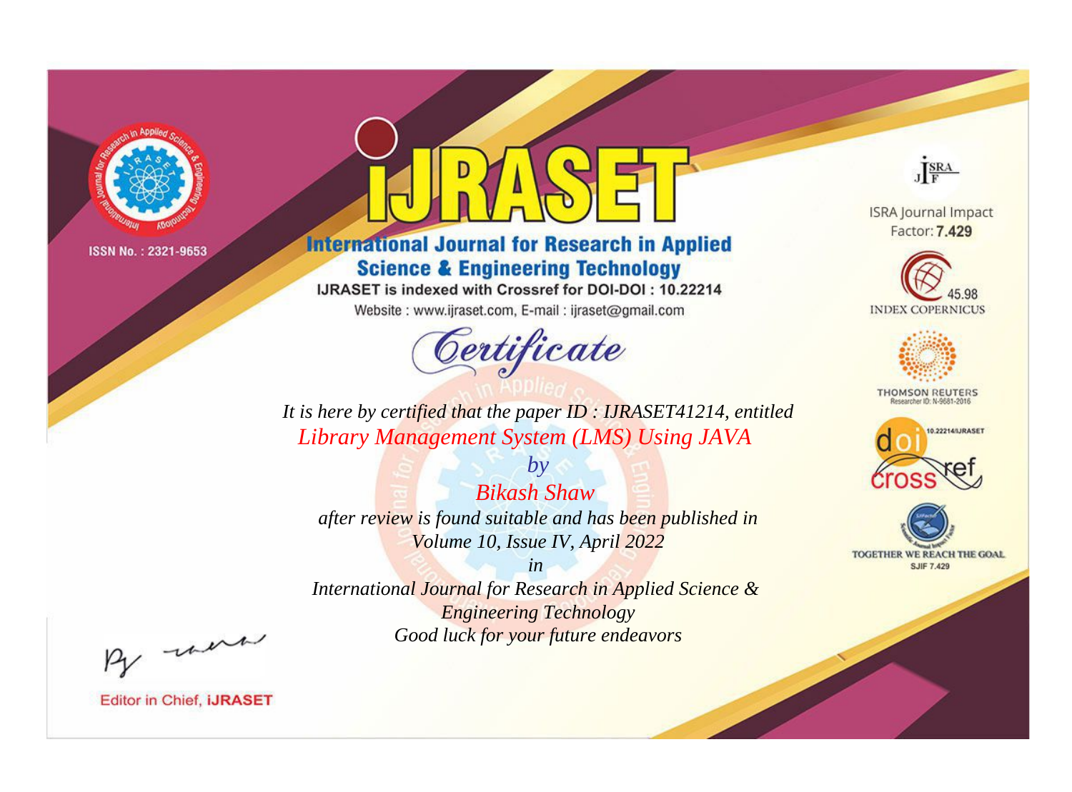ISSN No. : 2321-9653

# iJRASET

## International Journal for Research in Applied Science & Engineering Technology

IJRASET is indexed with Crossref for DOI-DOI : 10.22214

Website : www.ijraset.com, E-mail : ijraset@gmail.com

ISRA Journal Impact Factor: **7.429**

45.98 INDEX COPERNICUS

THOMSON REUTERS Researcher ID: N-9681-2016

10.22214/IJRASET

TOGETHER WE REACH THE GOAL SJIF 7.429

## *Certificate*

*It is here by certified that the paper ID : IJRASET41214, entitled*

*Library Management System (LMS) Using JAVA*

*by*

*Bikash Shaw*

*after review is found suitable and has been published in*

*Volume 10, Issue IV, April 2022*

*in*

*International Journal for Research in Applied Science & Engineering Technology*

*Good luck for your future endeavors*

Editor in Chief, **iJRASET**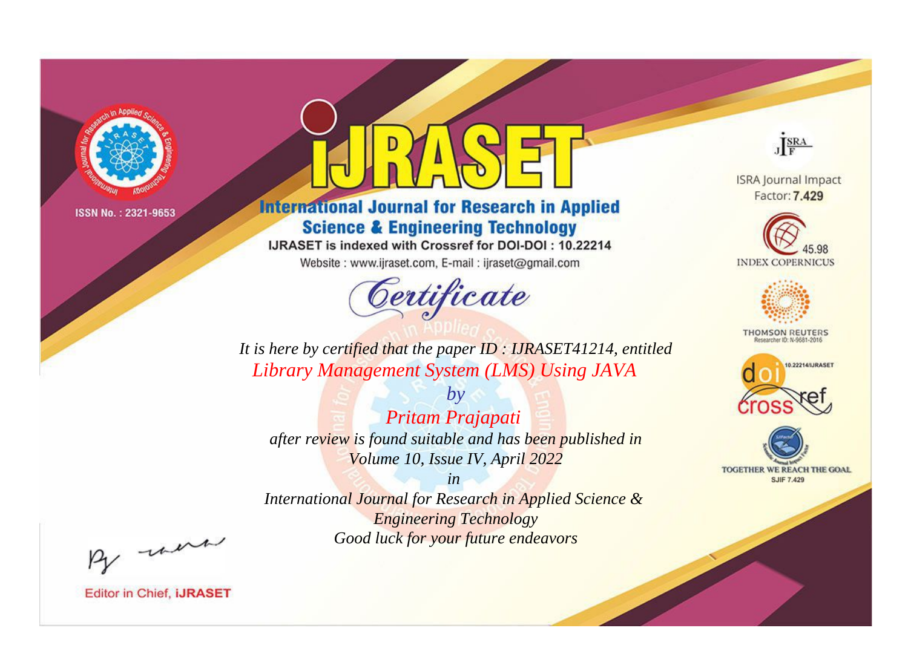ISSN No. : 2321-9653

# iJRASET

## International Journal for Research in Applied Science & Engineering Technology

IJRASET is indexed with Crossref for DOI-DOI : 10.22214

Website : www.ijraset.com, E-mail : ijraset@gmail.com

ISRA Journal Impact Factor: **7.429**

45.98 INDEX COPERNICUS

THOMSON REUTERS Researcher ID: N-9681-2016

10.22214/IJRASET

TOGETHER WE REACH THE GOAL SJIF 7.429

# *Certificate*

*It is here by certified that the paper ID : IJRASET41214, entitled*

*Library Management System (LMS) Using JAVA*

*by*

*Pritam Prajapati*

*after review is found suitable and has been published in*

*Volume 10, Issue IV, April 2022*

*in*

*International Journal for Research in Applied Science & Engineering Technology*

*Good luck for your future endeavors*

Editor in Chief, **iJRASET**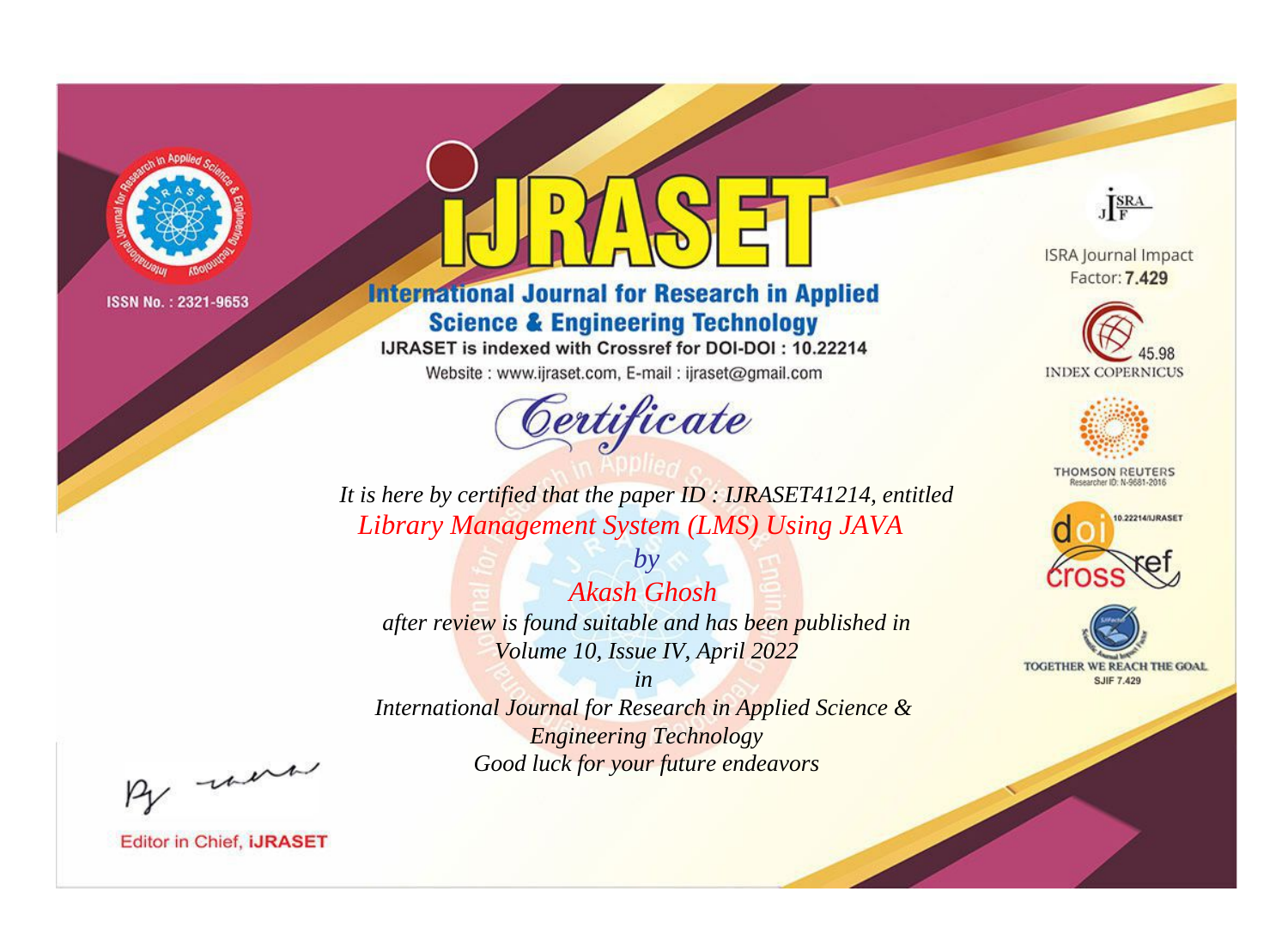ISSN No. : 2321-9653

# iJRASET

## International Journal for Research in Applied Science & Engineering Technology

IJRASET is indexed with Crossref for DOI-DOI : 10.22214

Website : www.ijraset.com, E-mail : ijraset@gmail.com

*Certificate*

*It is here by certified that the paper ID : IJRASET41214, entitled*

*Library Management System (LMS) Using JAVA*

*by*

*Akash Ghosh*

*after review is found suitable and has been published in*

*Volume 10, Issue IV, April 2022*

*in*

*International Journal for Research in Applied Science & Engineering Technology*

*Good luck for your future endeavors*

ISRA Journal Impact Factor: **7.429**

45.98 INDEX COPERNICUS

THOMSON REUTERS Researcher ID: N-9681-2016

10.22214/IJRASET

TOGETHER WE REACH THE GOAL SJIF 7.429

Editor in Chief, **iJRASET**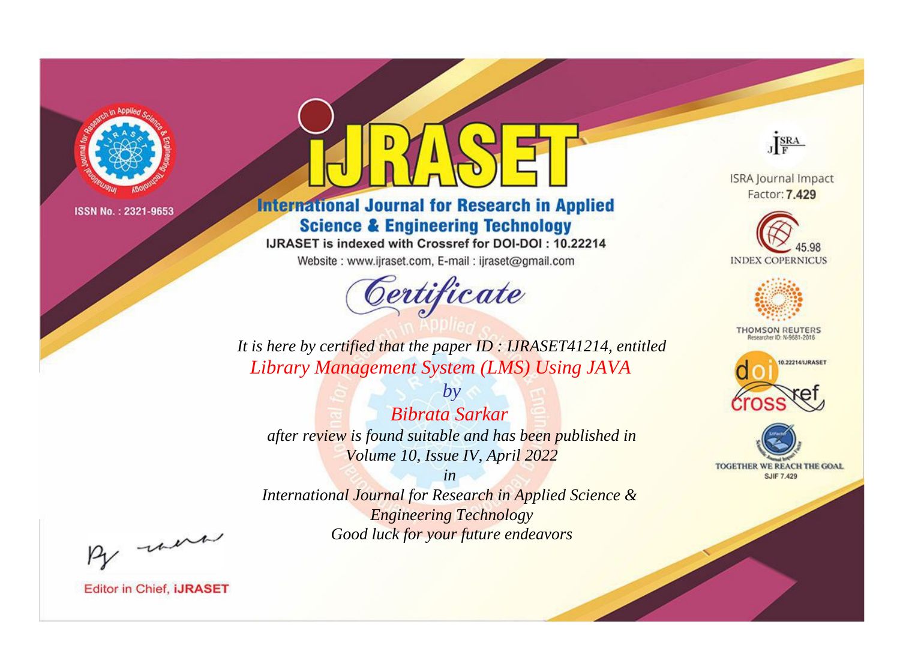ISSN No. : 2321-9653

# iJRASET

## International Journal for Research in Applied Science & Engineering Technology

IJRASET is indexed with Crossref for DOI-DOI : 10.22214

Website : www.ijraset.com, E-mail : ijraset@gmail.com

ISRA Journal Impact Factor: **7.429**

45.98 INDEX COPERNICUS

THOMSON REUTERS Researcher ID: N-9681-2016

10.22214/IJRASET

TOGETHER WE REACH THE GOAL SJIF 7.429

# *Certificate*

*It is here by certified that the paper ID : IJRASET41214, entitled*

*Library Management System (LMS) Using JAVA*

*by*

*Bibrata Sarkar*

*after review is found suitable and has been published in*

*Volume 10, Issue IV, April 2022*

*in*

*International Journal for Research in Applied Science & Engineering Technology*

*Good luck for your future endeavors*

Editor in Chief, **iJRASET**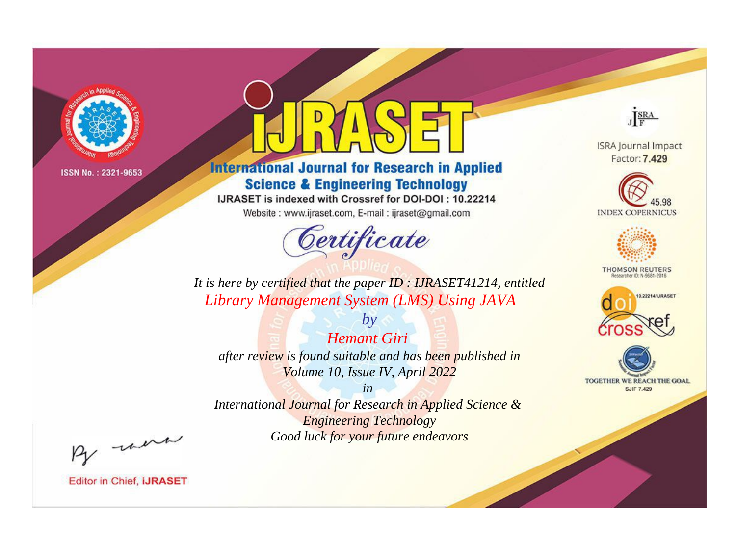ISSN No. : 2321-9653

# IJRASET

## International Journal for Research in Applied Science & Engineering Technology

IJRASET is indexed with Crossref for DOI-DOI : 10.22214

Website : www.ijraset.com, E-mail : ijraset@gmail.com

*Certificate*

*It is here by certified that the paper ID : IJRASET41214, entitled*

*Library Management System (LMS) Using JAVA*

*by*

*Hemant Giri*

*after review is found suitable and has been published in*

*Volume 10, Issue IV, April 2022*

*in*

*International Journal for Research in Applied Science & Engineering Technology*

*Good luck for your future endeavors*

ISRA Journal Impact Factor: **7.429**

45.98 INDEX COPERNICUS

THOMSON REUTERS Researcher ID: N-9681-2016

10.22214/IJRASET

TOGETHER WE REACH THE GOAL SJIF 7.429

Editor in Chief, **iJRASET**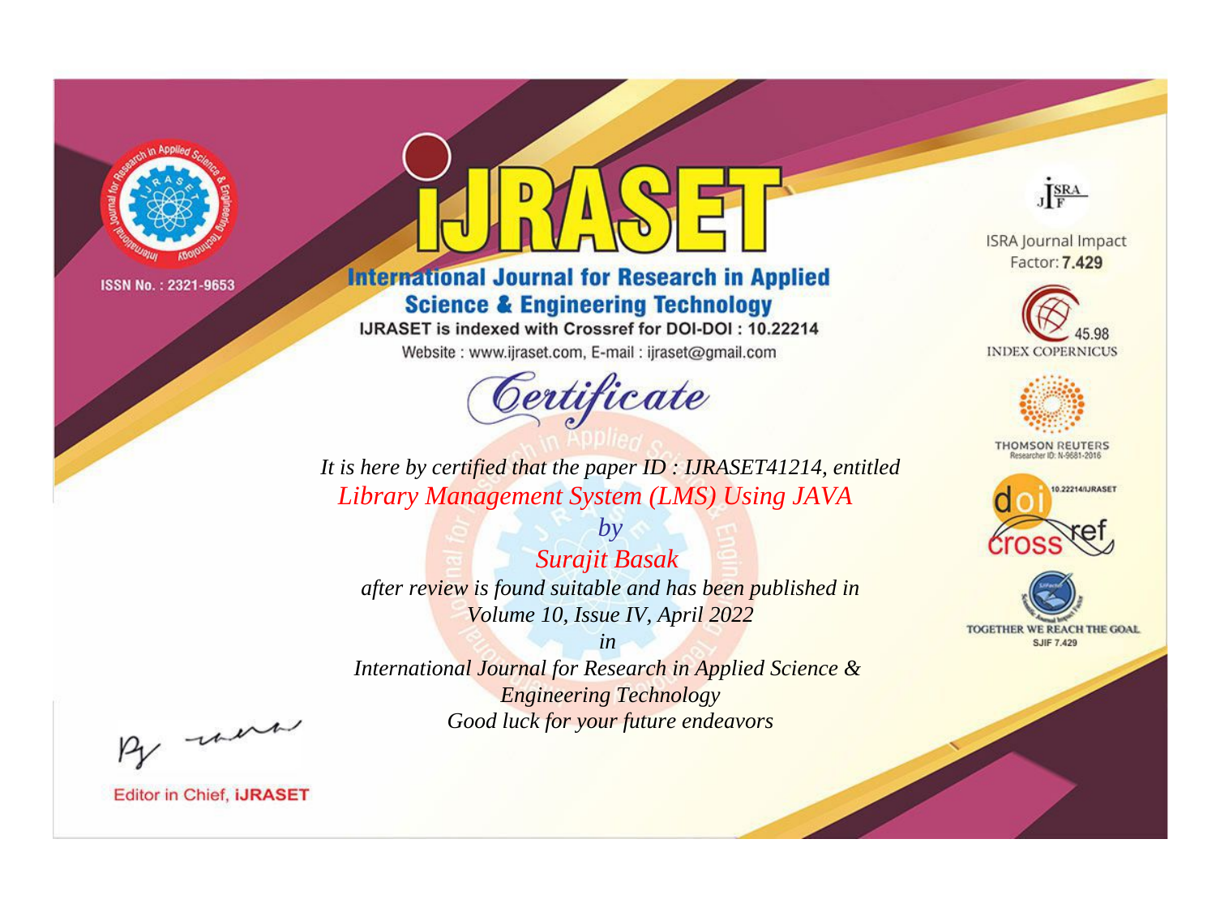ISSN No. : 2321-9653

# IJRASET

## International Journal for Research in Applied Science & Engineering Technology

IJRASET is indexed with Crossref for DOI-DOI : 10.22214

Website : www.ijraset.com, E-mail : ijraset@gmail.com

*Certificate*

*It is here by certified that the paper ID : IJRASET41214, entitled*

*Library Management System (LMS) Using JAVA*

*by*

*Surajit Basak*

*after review is found suitable and has been published in*

*Volume 10, Issue IV, April 2022*

*in*

*International Journal for Research in Applied Science & Engineering Technology*

*Good luck for your future endeavors*

ISRA Journal Impact Factor: **7.429**

45.98 INDEX COPERNICUS

THOMSON REUTERS Researcher ID: N-9681-2016

10.22214/IJRASET

TOGETHER WE REACH THE GOAL SJIF 7.429

Editor in Chief, **iJRASET**